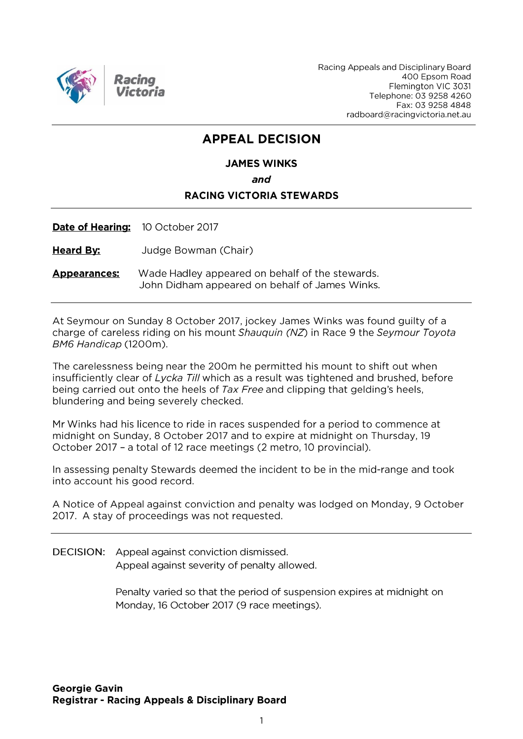Racing Victoria

Racing Appeals and Disciplinary Board
400 Epsom Road
Flemington VIC 3031
Telephone: 03 9258 4260
Fax: 03 9258 4848
radboard@racingvictoria.net.au

# APPEAL DECISION

**JAMES WINKS**

***and***

**RACING VICTORIA STEWARDS**

**Date of Hearing:** 10 October 2017

**Heard By:** Judge Bowman (Chair)

**Appearances:** Wade Hadley appeared on behalf of the stewards.
John Didham appeared on behalf of James Winks.

---

At Seymour on Sunday 8 October 2017, jockey James Winks was found guilty of a charge of careless riding on his mount *Shauquin (NZ)* in Race 9 the *Seymour Toyota BM6 Handicap* (1200m).

The carelessness being near the 200m he permitted his mount to shift out when insufficiently clear of *Lycka Till* which as a result was tightened and brushed, before being carried out onto the heels of *Tax Free* and clipping that gelding's heels, blundering and being severely checked.

Mr Winks had his licence to ride in races suspended for a period to commence at midnight on Sunday, 8 October 2017 and to expire at midnight on Thursday, 19 October 2017 – a total of 12 race meetings (2 metro, 10 provincial).

In assessing penalty Stewards deemed the incident to be in the mid-range and took into account his good record.

A Notice of Appeal against conviction and penalty was lodged on Monday, 9 October 2017. A stay of proceedings was not requested.

---

DECISION: Appeal against conviction dismissed.
Appeal against severity of penalty allowed.

Penalty varied so that the period of suspension expires at midnight on Monday, 16 October 2017 (9 race meetings).

**Georgie Gavin**
**Registrar - Racing Appeals & Disciplinary Board**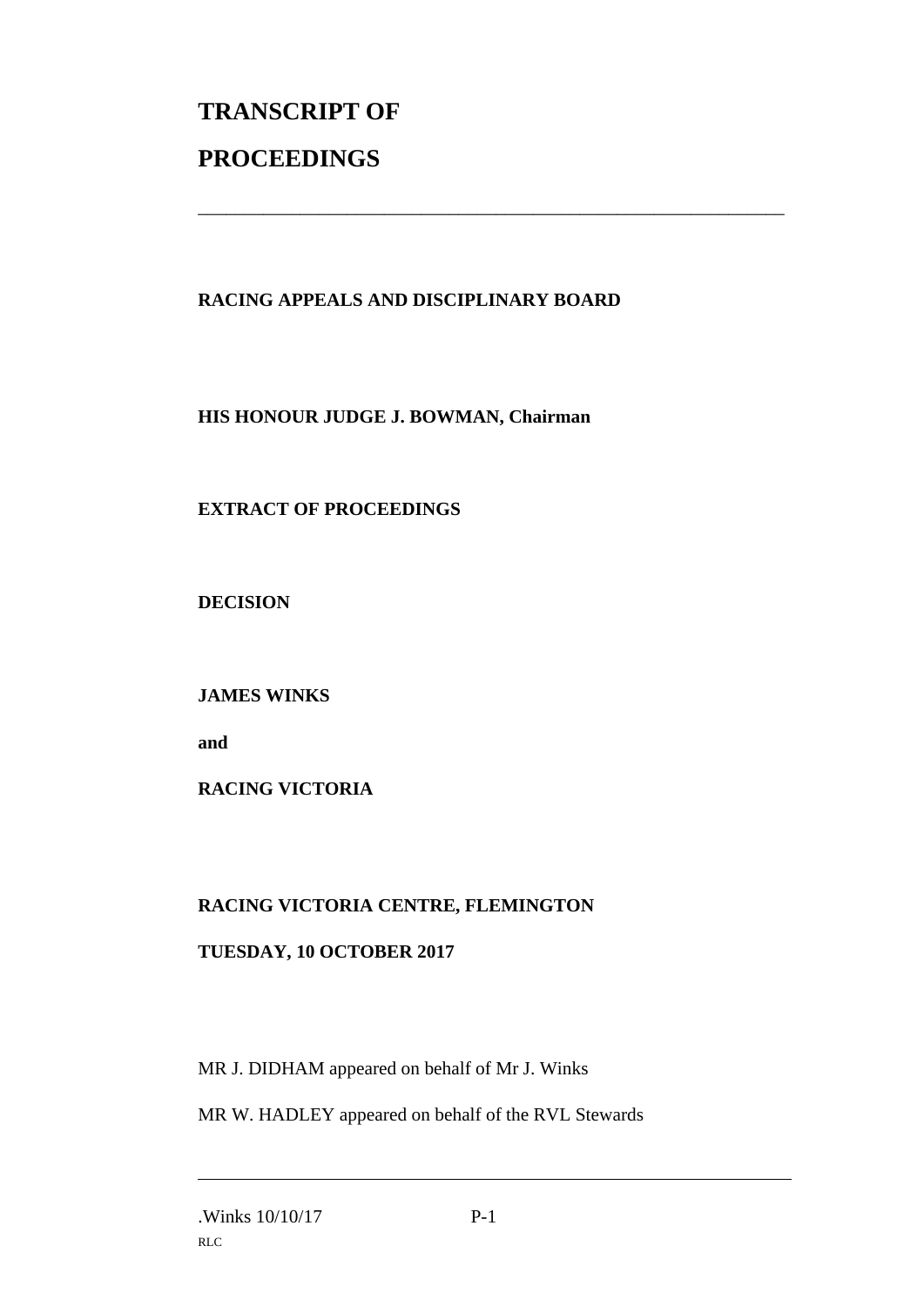# TRANSCRIPT OF PROCEEDINGS

---

**RACING APPEALS AND DISCIPLINARY BOARD**

**HIS HONOUR JUDGE J. BOWMAN, Chairman**

**EXTRACT OF PROCEEDINGS**

**DECISION**

**JAMES WINKS**

**and**

**RACING VICTORIA**

**RACING VICTORIA CENTRE, FLEMINGTON**

**TUESDAY, 10 OCTOBER 2017**

MR J. DIDHAM appeared on behalf of Mr J. Winks

MR W. HADLEY appeared on behalf of the RVL Stewards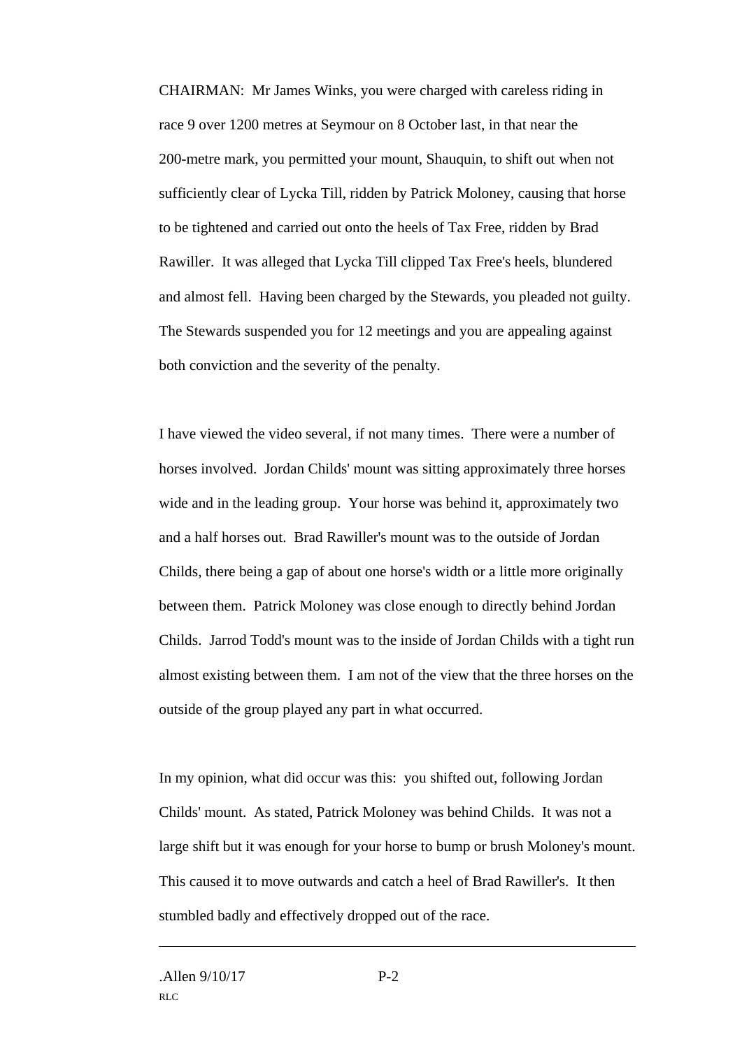CHAIRMAN: Mr James Winks, you were charged with careless riding in race 9 over 1200 metres at Seymour on 8 October last, in that near the 200-metre mark, you permitted your mount, Shauquin, to shift out when not sufficiently clear of Lycka Till, ridden by Patrick Moloney, causing that horse to be tightened and carried out onto the heels of Tax Free, ridden by Brad Rawiller. It was alleged that Lycka Till clipped Tax Free's heels, blundered and almost fell. Having been charged by the Stewards, you pleaded not guilty. The Stewards suspended you for 12 meetings and you are appealing against both conviction and the severity of the penalty.

I have viewed the video several, if not many times. There were a number of horses involved. Jordan Childs' mount was sitting approximately three horses wide and in the leading group. Your horse was behind it, approximately two and a half horses out. Brad Rawiller's mount was to the outside of Jordan Childs, there being a gap of about one horse's width or a little more originally between them. Patrick Moloney was close enough to directly behind Jordan Childs. Jarrod Todd's mount was to the inside of Jordan Childs with a tight run almost existing between them. I am not of the view that the three horses on the outside of the group played any part in what occurred.

In my opinion, what did occur was this: you shifted out, following Jordan Childs' mount. As stated, Patrick Moloney was behind Childs. It was not a large shift but it was enough for your horse to bump or brush Moloney's mount. This caused it to move outwards and catch a heel of Brad Rawiller's. It then stumbled badly and effectively dropped out of the race.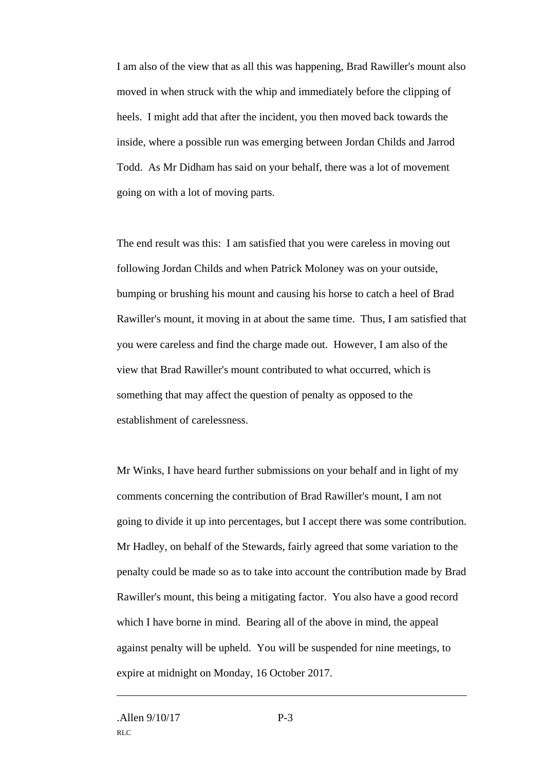I am also of the view that as all this was happening, Brad Rawiller's mount also moved in when struck with the whip and immediately before the clipping of heels. I might add that after the incident, you then moved back towards the inside, where a possible run was emerging between Jordan Childs and Jarrod Todd. As Mr Didham has said on your behalf, there was a lot of movement going on with a lot of moving parts.

The end result was this: I am satisfied that you were careless in moving out following Jordan Childs and when Patrick Moloney was on your outside, bumping or brushing his mount and causing his horse to catch a heel of Brad Rawiller's mount, it moving in at about the same time. Thus, I am satisfied that you were careless and find the charge made out. However, I am also of the view that Brad Rawiller's mount contributed to what occurred, which is something that may affect the question of penalty as opposed to the establishment of carelessness.

Mr Winks, I have heard further submissions on your behalf and in light of my comments concerning the contribution of Brad Rawiller's mount, I am not going to divide it up into percentages, but I accept there was some contribution. Mr Hadley, on behalf of the Stewards, fairly agreed that some variation to the penalty could be made so as to take into account the contribution made by Brad Rawiller's mount, this being a mitigating factor. You also have a good record which I have borne in mind. Bearing all of the above in mind, the appeal against penalty will be upheld. You will be suspended for nine meetings, to expire at midnight on Monday, 16 October 2017.